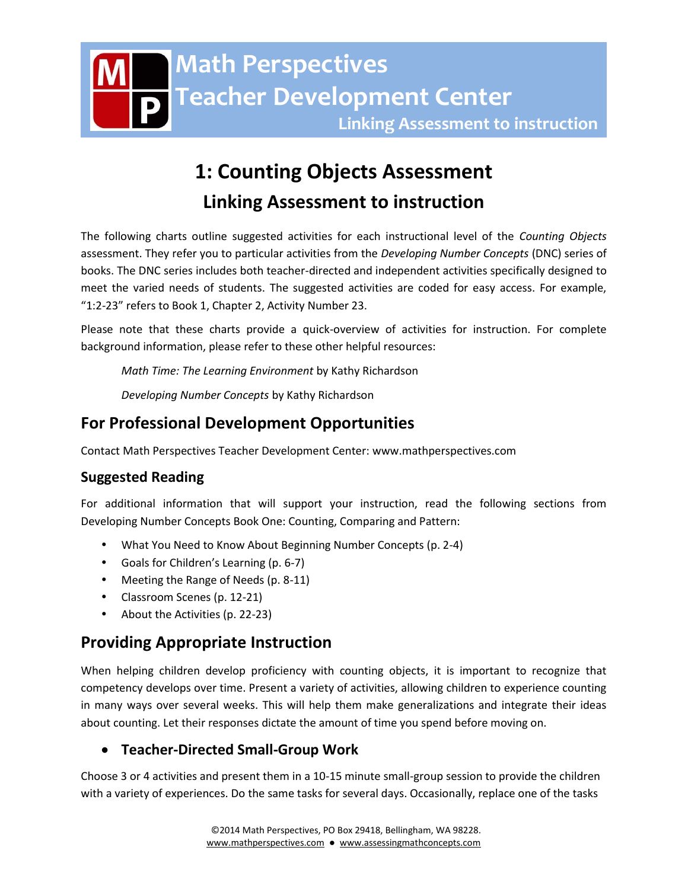# Math Perspectives Teacher Development Center

Linking Assessment to instruction

# 1: Counting Objects Assessment

## Linking Assessment to instruction

The following charts outline suggested activities for each instructional level of the *Counting Objects* assessment. They refer you to particular activities from the *Developing Number Concepts* (DNC) series of books. The DNC series includes both teacher-directed and independent activities specifically designed to meet the varied needs of students. The suggested activities are coded for easy access. For example, "1:2-23" refers to Book 1, Chapter 2, Activity Number 23.

Please note that these charts provide a quick-overview of activities for instruction. For complete background information, please refer to these other helpful resources:

*Math Time: The Learning Environment* by Kathy Richardson

*Developing Number Concepts* by Kathy Richardson

## For Professional Development Opportunities

Contact Math Perspectives Teacher Development Center: www.mathperspectives.com

### Suggested Reading

For additional information that will support your instruction, read the following sections from Developing Number Concepts Book One: Counting, Comparing and Pattern:

- What You Need to Know About Beginning Number Concepts (p. 2-4)
- Goals for Children's Learning (p. 6-7)
- Meeting the Range of Needs (p. 8-11)
- Classroom Scenes (p. 12-21)
- About the Activities (p. 22-23)

## Providing Appropriate Instruction

When helping children develop proficiency with counting objects, it is important to recognize that competency develops over time. Present a variety of activities, allowing children to experience counting in many ways over several weeks. This will help them make generalizations and integrate their ideas about counting. Let their responses dictate the amount of time you spend before moving on.

- **Teacher-Directed Small-Group Work**

Choose 3 or 4 activities and present them in a 10-15 minute small-group session to provide the children with a variety of experiences. Do the same tasks for several days. Occasionally, replace one of the tasks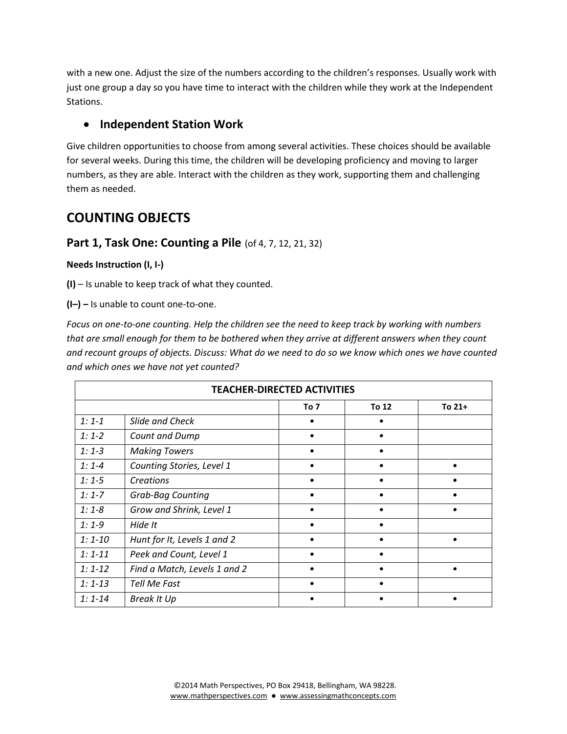with a new one. Adjust the size of the numbers according to the children's responses. Usually work with just one group a day so you have time to interact with the children while they work at the Independent Stations.

- **Independent Station Work**

Give children opportunities to choose from among several activities. These choices should be available for several weeks. During this time, the children will be developing proficiency and moving to larger numbers, as they are able. Interact with the children as they work, supporting them and challenging them as needed.

## COUNTING OBJECTS

### Part 1, Task One: Counting a Pile (of 4, 7, 12, 21, 32)

**Needs Instruction (I, I-)**

**(I)** – Is unable to keep track of what they counted.

**(I–) –** Is unable to count one-to-one.

*Focus on one-to-one counting. Help the children see the need to keep track by working with numbers that are small enough for them to be bothered when they arrive at different answers when they count and recount groups of objects. Discuss: What do we need to do so we know which ones we have counted and which ones we have not yet counted?*

| TEACHER-DIRECTED ACTIVITIES | | | | |
|---|---|---|---|---|
| | | **To 7** | **To 12** | **To 21+** |
| *1: 1-1* | *Slide and Check* | • | • | |
| *1: 1-2* | *Count and Dump* | • | • | |
| *1: 1-3* | *Making Towers* | • | • | |
| *1: 1-4* | *Counting Stories, Level 1* | • | • | • |
| *1: 1-5* | *Creations* | • | • | • |
| *1: 1-7* | *Grab-Bag Counting* | • | • | • |
| *1: 1-8* | *Grow and Shrink, Level 1* | • | • | • |
| *1: 1-9* | *Hide It* | • | • | |
| *1: 1-10* | *Hunt for It, Levels 1 and 2* | • | • | • |
| *1: 1-11* | *Peek and Count, Level 1* | • | • | |
| *1: 1-12* | *Find a Match, Levels 1 and 2* | • | • | • |
| *1: 1-13* | *Tell Me Fast* | • | • | |
| *1: 1-14* | *Break It Up* | • | • | • |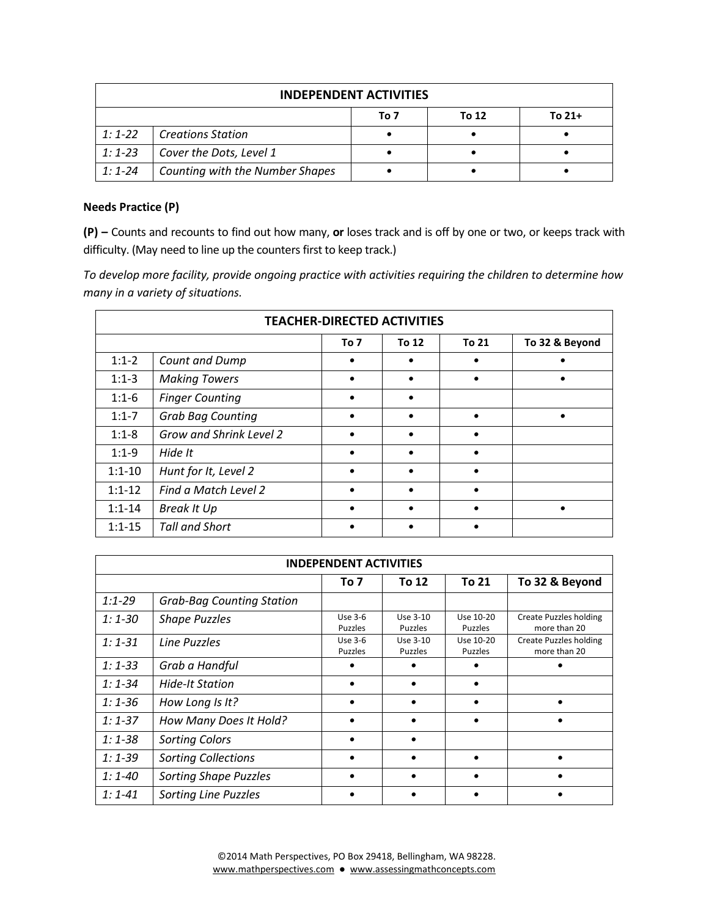| INDEPENDENT ACTIVITIES | | | | |
|---|---|---|---|---|
| | | To 7 | To 12 | To 21+ |
| *1: 1-22* | *Creations Station* | • | • | • |
| *1: 1-23* | *Cover the Dots, Level 1* | • | • | • |
| *1: 1-24* | *Counting with the Number Shapes* | • | • | • |

**Needs Practice (P)**

**(P) –** Counts and recounts to find out how many, **or** loses track and is off by one or two, or keeps track with difficulty. (May need to line up the counters first to keep track.)

*To develop more facility, provide ongoing practice with activities requiring the children to determine how many in a variety of situations.*

| TEACHER-DIRECTED ACTIVITIES | | | | | |
|---|---|---|---|---|---|
| | | To 7 | To 12 | To 21 | To 32 & Beyond |
| 1:1-2 | *Count and Dump* | • | • | • | • |
| 1:1-3 | *Making Towers* | • | • | • | • |
| 1:1-6 | *Finger Counting* | • | • | | |
| 1:1-7 | *Grab Bag Counting* | • | • | • | • |
| 1:1-8 | *Grow and Shrink Level 2* | • | • | • | |
| 1:1-9 | *Hide It* | • | • | • | |
| 1:1-10 | *Hunt for It, Level 2* | • | • | • | |
| 1:1-12 | *Find a Match Level 2* | • | • | • | |
| 1:1-14 | *Break It Up* | • | • | • | • |
| 1:1-15 | *Tall and Short* | • | • | • | |

| INDEPENDENT ACTIVITIES | | | | | |
|---|---|---|---|---|---|
| | | To 7 | To 12 | To 21 | To 32 & Beyond |
| *1:1-29* | *Grab-Bag Counting Station* | | | | |
| *1: 1-30* | *Shape Puzzles* | Use 3-6 Puzzles | Use 3-10 Puzzles | Use 10-20 Puzzles | Create Puzzles holding more than 20 |
| *1: 1-31* | *Line Puzzles* | Use 3-6 Puzzles | Use 3-10 Puzzles | Use 10-20 Puzzles | Create Puzzles holding more than 20 |
| *1: 1-33* | *Grab a Handful* | • | • | • | • |
| *1: 1-34* | *Hide-It Station* | • | • | • | |
| *1: 1-36* | *How Long Is It?* | • | • | • | • |
| *1: 1-37* | *How Many Does It Hold?* | • | • | • | • |
| *1: 1-38* | *Sorting Colors* | • | • | | |
| *1: 1-39* | *Sorting Collections* | • | • | • | • |
| *1: 1-40* | *Sorting Shape Puzzles* | • | • | • | • |
| *1: 1-41* | *Sorting Line Puzzles* | • | • | • | • |

©2014 Math Perspectives, PO Box 29418, Bellingham, WA 98228.
www.mathperspectives.com ● www.assessingmathconcepts.com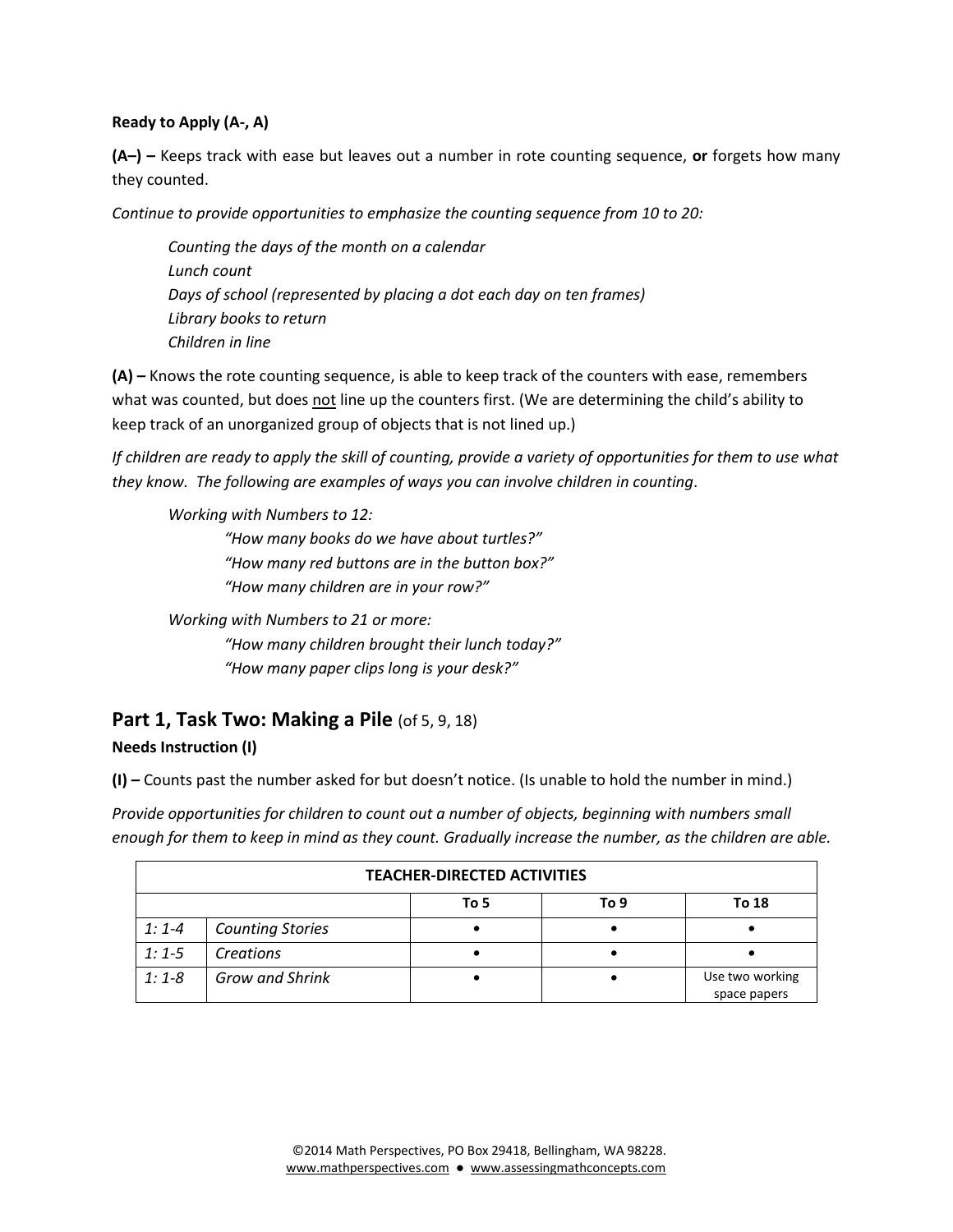**Ready to Apply (A-, A)**

**(A–) –** Keeps track with ease but leaves out a number in rote counting sequence, **or** forgets how many they counted.

*Continue to provide opportunities to emphasize the counting sequence from 10 to 20:*

> *Counting the days of the month on a calendar*
> *Lunch count*
> *Days of school (represented by placing a dot each day on ten frames)*
> *Library books to return*
> *Children in line*

**(A) –** Knows the rote counting sequence, is able to keep track of the counters with ease, remembers what was counted, but does not line up the counters first. (We are determining the child's ability to keep track of an unorganized group of objects that is not lined up.)

*If children are ready to apply the skill of counting, provide a variety of opportunities for them to use what they know. The following are examples of ways you can involve children in counting.*

*Working with Numbers to 12:*

> *"How many books do we have about turtles?"*
> *"How many red buttons are in the button box?"*
> *"How many children are in your row?"*

*Working with Numbers to 21 or more:*

> *"How many children brought their lunch today?"*
> *"How many paper clips long is your desk?"*

## Part 1, Task Two: Making a Pile (of 5, 9, 18)

**Needs Instruction (I)**

**(I) –** Counts past the number asked for but doesn't notice. (Is unable to hold the number in mind.)

*Provide opportunities for children to count out a number of objects, beginning with numbers small enough for them to keep in mind as they count. Gradually increase the number, as the children are able.*

| TEACHER-DIRECTED ACTIVITIES | | | | |
|---|---|---|---|---|
| | | To 5 | To 9 | To 18 |
| *1: 1-4* | *Counting Stories* | • | • | • |
| *1: 1-5* | *Creations* | • | • | • |
| *1: 1-8* | *Grow and Shrink* | • | • | Use two working space papers |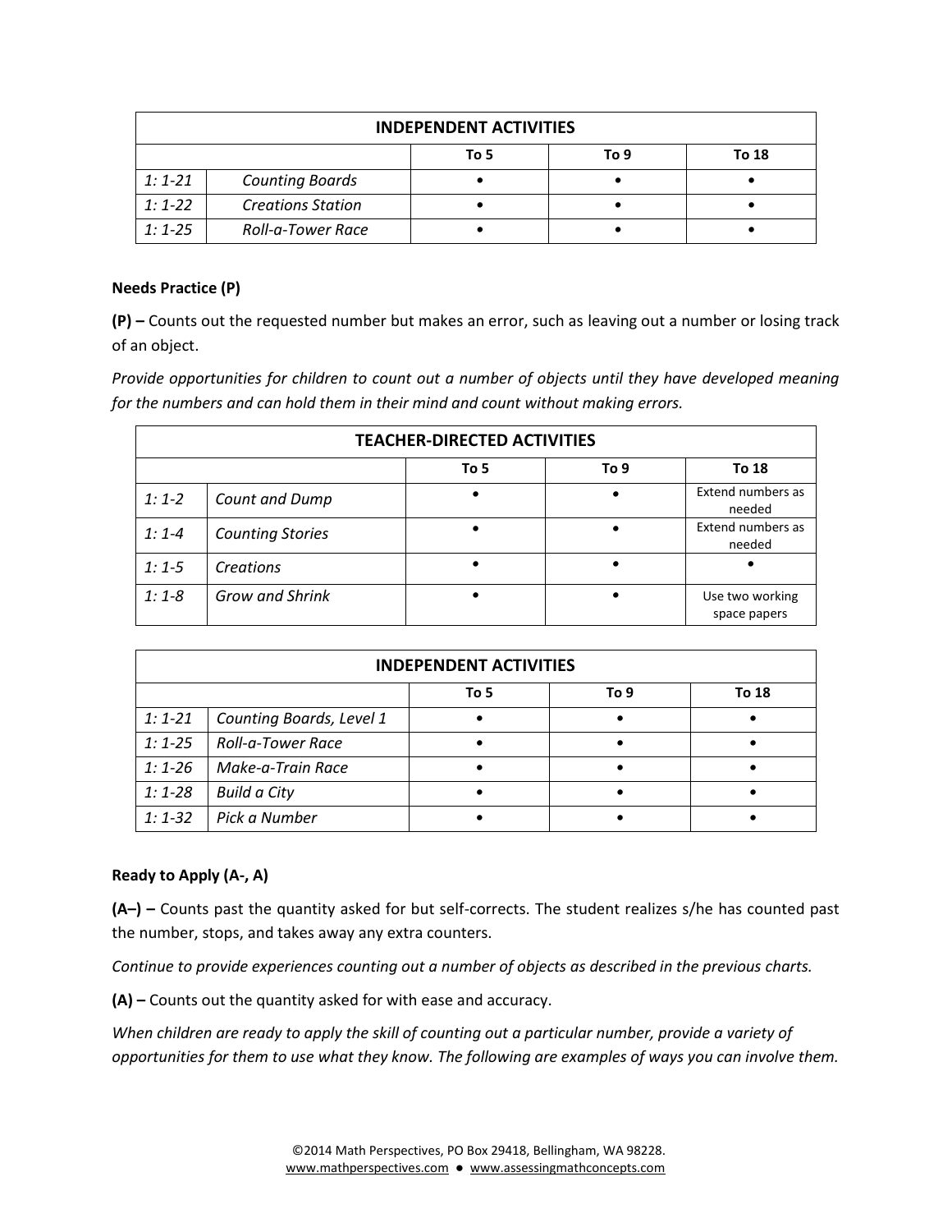| INDEPENDENT ACTIVITIES | | | | |
|---|---|---|---|---|
| | | To 5 | To 9 | To 18 |
| *1: 1-21* | *Counting Boards* | • | • | • |
| *1: 1-22* | *Creations Station* | • | • | • |
| *1: 1-25* | *Roll-a-Tower Race* | • | • | • |

**Needs Practice (P)**

**(P) –** Counts out the requested number but makes an error, such as leaving out a number or losing track of an object.

*Provide opportunities for children to count out a number of objects until they have developed meaning for the numbers and can hold them in their mind and count without making errors.*

| TEACHER-DIRECTED ACTIVITIES | | | | |
|---|---|---|---|---|
| | | To 5 | To 9 | To 18 |
| *1: 1-2* | *Count and Dump* | • | • | Extend numbers as needed |
| *1: 1-4* | *Counting Stories* | • | • | Extend numbers as needed |
| *1: 1-5* | *Creations* | • | • | • |
| *1: 1-8* | *Grow and Shrink* | • | • | Use two working space papers |

| INDEPENDENT ACTIVITIES | | | | |
|---|---|---|---|---|
| | | To 5 | To 9 | To 18 |
| *1: 1-21* | *Counting Boards, Level 1* | • | • | • |
| *1: 1-25* | *Roll-a-Tower Race* | • | • | • |
| *1: 1-26* | *Make-a-Train Race* | • | • | • |
| *1: 1-28* | *Build a City* | • | • | • |
| *1: 1-32* | *Pick a Number* | • | • | • |

**Ready to Apply (A-, A)**

**(A–) –** Counts past the quantity asked for but self-corrects. The student realizes s/he has counted past the number, stops, and takes away any extra counters.

*Continue to provide experiences counting out a number of objects as described in the previous charts.*

**(A) –** Counts out the quantity asked for with ease and accuracy.

*When children are ready to apply the skill of counting out a particular number, provide a variety of opportunities for them to use what they know. The following are examples of ways you can involve them.*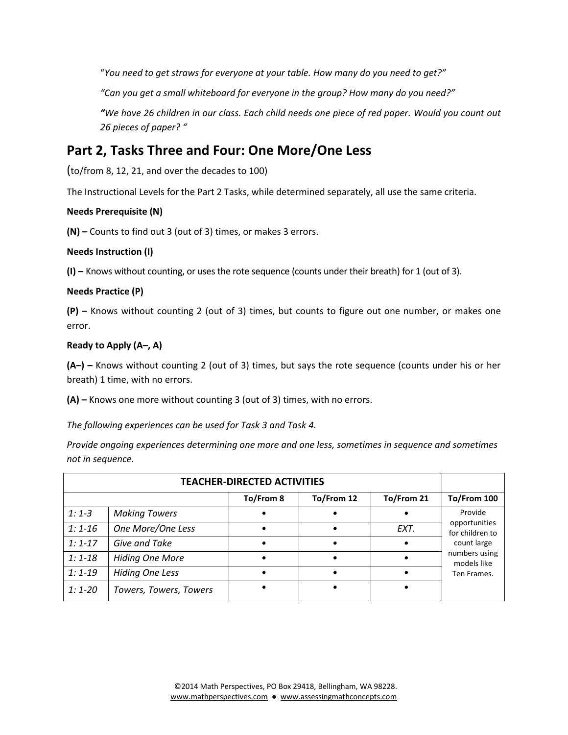"*You need to get straws for everyone at your table. How many do you need to get?"*

*"Can you get a small whiteboard for everyone in the group? How many do you need?"*

***"****We have 26 children in our class. Each child needs one piece of red paper. Would you count out 26 pieces of paper? "*

## Part 2, Tasks Three and Four: One More/One Less

(to/from 8, 12, 21, and over the decades to 100)

The Instructional Levels for the Part 2 Tasks, while determined separately, all use the same criteria.

**Needs Prerequisite (N)**

**(N) –** Counts to find out 3 (out of 3) times, or makes 3 errors.

**Needs Instruction (I)**

**(I) –** Knows without counting, or uses the rote sequence (counts under their breath) for 1 (out of 3).

**Needs Practice (P)**

**(P) –** Knows without counting 2 (out of 3) times, but counts to figure out one number, or makes one error.

**Ready to Apply (A–, A)**

**(A–) –** Knows without counting 2 (out of 3) times, but says the rote sequence (counts under his or her breath) 1 time, with no errors.

**(A) –** Knows one more without counting 3 (out of 3) times, with no errors.

*The following experiences can be used for Task 3 and Task 4.*

*Provide ongoing experiences determining one more and one less, sometimes in sequence and sometimes not in sequence.*

| **TEACHER-DIRECTED ACTIVITIES** | | | | | |
|---|---|---|---|---|---|
| | | **To/From 8** | **To/From 12** | **To/From 21** | **To/From 100** |
| *1: 1-3* | *Making Towers* | • | • | • | Provide opportunities for children to count large numbers using models like Ten Frames. |
| *1: 1-16* | *One More/One Less* | • | • | *EXT.* | |
| *1: 1-17* | *Give and Take* | • | • | • | |
| *1: 1-18* | *Hiding One More* | • | • | • | |
| *1: 1-19* | *Hiding One Less* | • | • | • | |
| *1: 1-20* | *Towers, Towers, Towers* | • | • | • | |

©2014 Math Perspectives, PO Box 29418, Bellingham, WA 98228.
www.mathperspectives.com ● www.assessingmathconcepts.com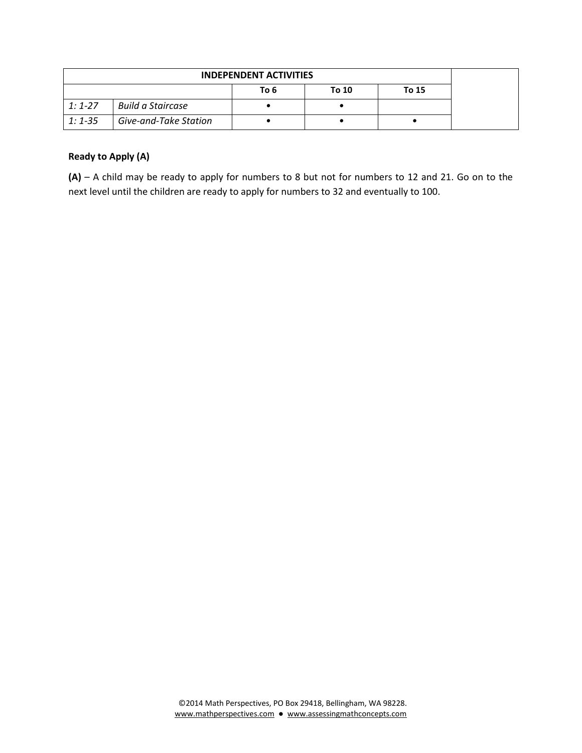| INDEPENDENT ACTIVITIES | | | | | |
|---|---|---|---|---|---|
| | | To 6 | To 10 | To 15 | |
| *1: 1-27* | *Build a Staircase* | • | • | | |
| *1: 1-35* | *Give-and-Take Station* | • | • | • | |

**Ready to Apply (A)**

**(A)** – A child may be ready to apply for numbers to 8 but not for numbers to 12 and 21. Go on to the next level until the children are ready to apply for numbers to 32 and eventually to 100.